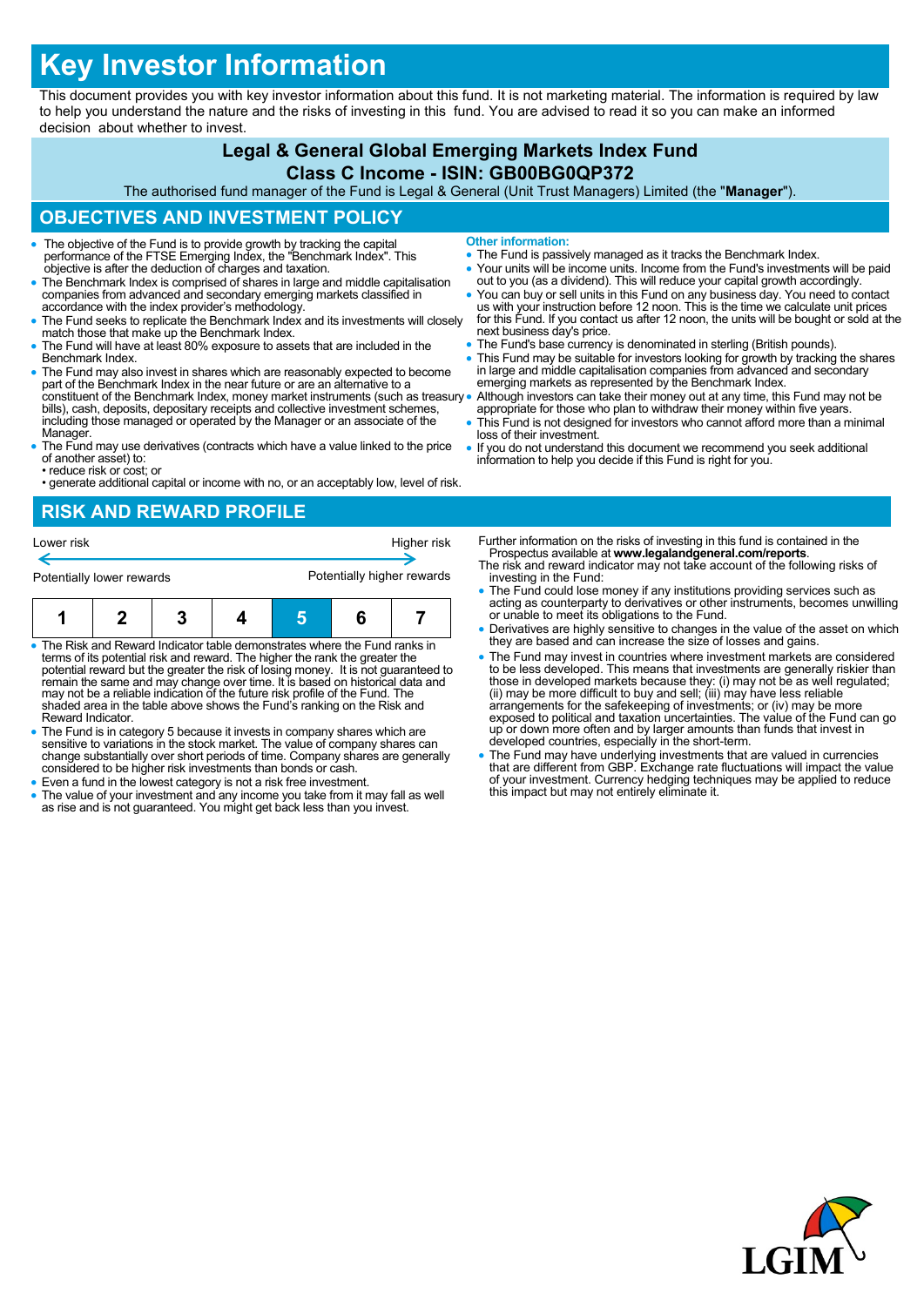# Key Investor Information

This document provides you with key investor information about this fund. It is not marketing material. The information is required by law to help you understand the nature and the risks of investing in this fund. You are advised to read it so you can make an informed decision about whether to invest.

## Legal & General Global Emerging Markets Index Fund
## Class C Income - ISIN: GB00BG0QP372

The authorised fund manager of the Fund is Legal & General (Unit Trust Managers) Limited (the "**Manager**").

## OBJECTIVES AND INVESTMENT POLICY

- The objective of the Fund is to provide growth by tracking the capital performance of the FTSE Emerging Index, the "Benchmark Index". This objective is after the deduction of charges and taxation.
- The Benchmark Index is comprised of shares in large and middle capitalisation companies from advanced and secondary emerging markets classified in accordance with the index provider's methodology.
- The Fund seeks to replicate the Benchmark Index and its investments will closely match those that make up the Benchmark Index.
- The Fund will have at least 80% exposure to assets that are included in the Benchmark Index.
- The Fund may also invest in shares which are reasonably expected to become part of the Benchmark Index in the near future or are an alternative to a constituent of the Benchmark Index, money market instruments (such as treasury bills), cash, deposits, depositary receipts and collective investment schemes, including those managed or operated by the Manager or an associate of the Manager.
- The Fund may use derivatives (contracts which have a value linked to the price of another asset) to:
  • reduce risk or cost; or
  • generate additional capital or income with no, or an acceptably low, level of risk.

**Other information:**

- The Fund is passively managed as it tracks the Benchmark Index.
- Your units will be income units. Income from the Fund's investments will be paid out to you (as a dividend). This will reduce your capital growth accordingly.
- You can buy or sell units in this Fund on any business day. You need to contact us with your instruction before 12 noon. This is the time we calculate unit prices for this Fund. If you contact us after 12 noon, the units will be bought or sold at the next business day's price.
- The Fund's base currency is denominated in sterling (British pounds).
- This Fund may be suitable for investors looking for growth by tracking the shares in large and middle capitalisation companies from advanced and secondary emerging markets as represented by the Benchmark Index.
- Although investors can take their money out at any time, this Fund may not be appropriate for those who plan to withdraw their money within five years.
- This Fund is not designed for investors who cannot afford more than a minimal loss of their investment.
- If you do not understand this document we recommend you seek additional information to help you decide if this Fund is right for you.

## RISK AND REWARD PROFILE

Lower risk ← → Higher risk

Potentially lower rewards — Potentially higher rewards

| 1 | 2 | 3 | 4 | **5** | 6 | 7 |
|---|---|---|---|---|---|---|

- The Risk and Reward Indicator table demonstrates where the Fund ranks in terms of its potential risk and reward. The higher the rank the greater the potential reward but the greater the risk of losing money. It is not guaranteed to remain the same and may change over time. It is based on historical data and may not be a reliable indication of the future risk profile of the Fund. The shaded area in the table above shows the Fund's ranking on the Risk and Reward Indicator.
- The Fund is in category 5 because it invests in company shares which are sensitive to variations in the stock market. The value of company shares can change substantially over short periods of time. Company shares are generally considered to be higher risk investments than bonds or cash.
- Even a fund in the lowest category is not a risk free investment.
- The value of your investment and any income you take from it may fall as well as rise and is not guaranteed. You might get back less than you invest.

Further information on the risks of investing in this fund is contained in the Prospectus available at **www.legalandgeneral.com/reports**.

The risk and reward indicator may not take account of the following risks of investing in the Fund:

- The Fund could lose money if any institutions providing services such as acting as counterparty to derivatives or other instruments, becomes unwilling or unable to meet its obligations to the Fund.
- Derivatives are highly sensitive to changes in the value of the asset on which they are based and can increase the size of losses and gains.
- The Fund may invest in countries where investment markets are considered to be less developed. This means that investments are generally riskier than those in developed markets because they: (i) may not be as well regulated; (ii) may be more difficult to buy and sell; (iii) may have less reliable arrangements for the safekeeping of investments; or (iv) may be more exposed to political and taxation uncertainties. The value of the Fund can go up or down more often and by larger amounts than funds that invest in developed countries, especially in the short-term.
- The Fund may have underlying investments that are valued in currencies that are different from GBP. Exchange rate fluctuations will impact the value of your investment. Currency hedging techniques may be applied to reduce this impact but may not entirely eliminate it.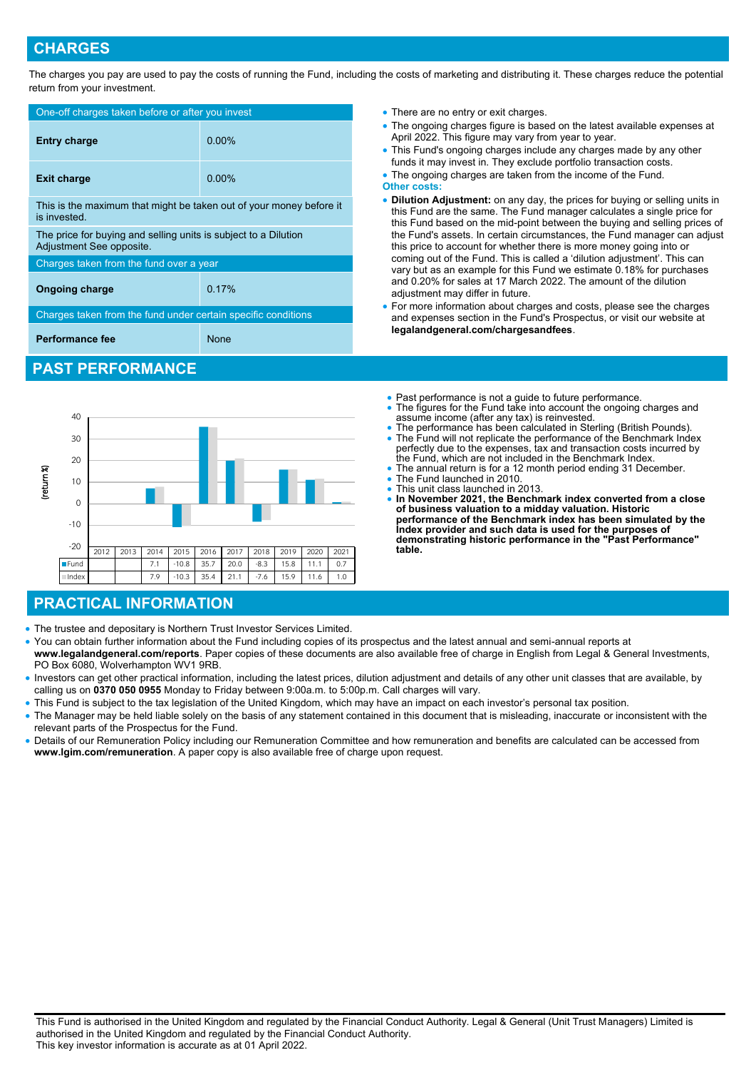## CHARGES

The charges you pay are used to pay the costs of running the Fund, including the costs of marketing and distributing it. These charges reduce the potential return from your investment.

| One-off charges taken before or after you invest | |
|---|---|
| **Entry charge** | 0.00% |
| **Exit charge** | 0.00% |
| This is the maximum that might be taken out of your money before it is invested. | |
| The price for buying and selling units is subject to a Dilution Adjustment See opposite. | |
| Charges taken from the fund over a year | |
| **Ongoing charge** | 0.17% |
| Charges taken from the fund under certain specific conditions | |
| **Performance fee** | None |

- There are no entry or exit charges.
- The ongoing charges figure is based on the latest available expenses at April 2022. This figure may vary from year to year.
- This Fund's ongoing charges include any charges made by any other funds it may invest in. They exclude portfolio transaction costs.
- The ongoing charges are taken from the income of the Fund.

**Other costs:**

- **Dilution Adjustment:** on any day, the prices for buying or selling units in this Fund are the same. The Fund manager calculates a single price for this Fund based on the mid-point between the buying and selling prices of the Fund's assets. In certain circumstances, the Fund manager can adjust this price to account for whether there is more money going into or coming out of the Fund. This is called a 'dilution adjustment'. This can vary but as an example for this Fund we estimate 0.18% for purchases and 0.20% for sales at 17 March 2022. The amount of the dilution adjustment may differ in future.
- For more information about charges and costs, please see the charges and expenses section in the Fund's Prospectus, or visit our website at **legalandgeneral.com/chargesandfees**.

## PAST PERFORMANCE

(return %)

40
30
20
10
0
-10
-20

2012 2013 2014 2015 2016 2017 2018 2019 2020 2021

Fund: 7.1 -10.8 35.7 20.0 -8.3 15.8 11.1 0.7

Index: 7.9 -10.3 35.4 21.1 -7.6 15.9 11.6 1.0

- Past performance is not a guide to future performance.
- The figures for the Fund take into account the ongoing charges and assume income (after any tax) is reinvested.
- The performance has been calculated in Sterling (British Pounds).
- The Fund will not replicate the performance of the Benchmark Index perfectly due to the expenses, tax and transaction costs incurred by the Fund, which are not included in the Benchmark Index.
- The annual return is for a 12 month period ending 31 December.
- The Fund launched in 2010.
- This unit class launched in 2013.
- **In November 2021, the Benchmark index converted from a close of business valuation to a midday valuation. Historic performance of the Benchmark index has been simulated by the Index provider and such data is used for the purposes of demonstrating historic performance in the "Past Performance" table.**

## PRACTICAL INFORMATION

- The trustee and depositary is Northern Trust Investor Services Limited.
- You can obtain further information about the Fund including copies of its prospectus and the latest annual and semi-annual reports at **www.legalandgeneral.com/reports**. Paper copies of these documents are also available free of charge in English from Legal & General Investments, PO Box 6080, Wolverhampton WV1 9RB.
- Investors can get other practical information, including the latest prices, dilution adjustment and details of any other unit classes that are available, by calling us on **0370 050 0955** Monday to Friday between 9:00a.m. to 5:00p.m. Call charges will vary.
- This Fund is subject to the tax legislation of the United Kingdom, which may have an impact on each investor's personal tax position.
- The Manager may be held liable solely on the basis of any statement contained in this document that is misleading, inaccurate or inconsistent with the relevant parts of the Prospectus for the Fund.
- Details of our Remuneration Policy including our Remuneration Committee and how remuneration and benefits are calculated can be accessed from **www.lgim.com/remuneration**. A paper copy is also available free of charge upon request.

This Fund is authorised in the United Kingdom and regulated by the Financial Conduct Authority. Legal & General (Unit Trust Managers) Limited is authorised in the United Kingdom and regulated by the Financial Conduct Authority.
This key investor information is accurate as at 01 April 2022.